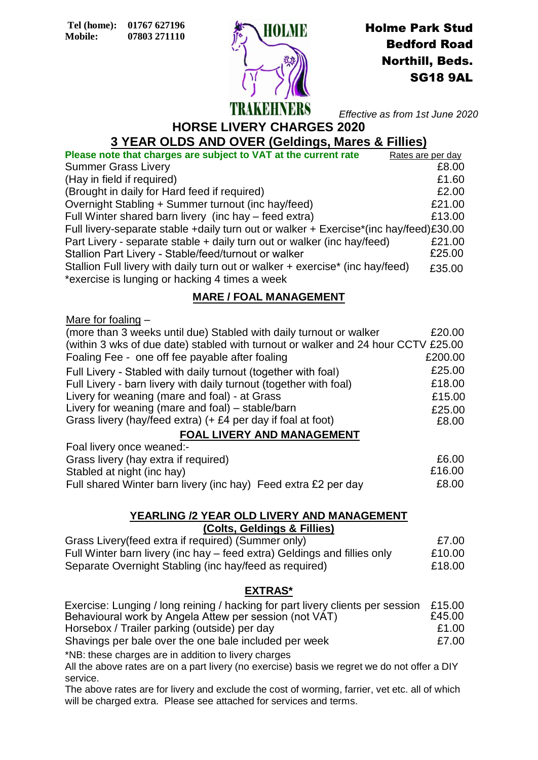Tel (home): 01767 627196
Mobile: 07803 271110

HOLME TRAKEHNERS

**Holme Park Stud**
**Bedford Road**
**Northill, Beds.**
**SG18 9AL**

*Effective as from 1st June 2020*

## HORSE LIVERY CHARGES 2020

## 3 YEAR OLDS AND OVER (Geldings, Mares & Fillies)

| **Please note that charges are subject to VAT at the current rate** | Rates are per day |
|---|---|
| Summer Grass Livery | £8.00 |
| (Hay in field if required) | £1.60 |
| (Brought in daily for Hard feed if required) | £2.00 |
| Overnight Stabling + Summer turnout (inc hay/feed) | £21.00 |
| Full Winter shared barn livery (inc hay – feed extra) | £13.00 |
| Full livery-separate stable +daily turn out or walker + Exercise*(inc hay/feed) | £30.00 |
| Part Livery - separate stable + daily turn out or walker (inc hay/feed) | £21.00 |
| Stallion Part Livery - Stable/feed/turnout or walker | £25.00 |
| Stallion Full livery with daily turn out or walker + exercise* (inc hay/feed) | £35.00 |

*exercise is lunging or hacking 4 times a week

### MARE / FOAL MANAGEMENT

Mare for foaling –

| | |
|---|---|
| (more than 3 weeks until due) Stabled with daily turnout or walker | £20.00 |
| (within 3 wks of due date) stabled with turnout or walker and 24 hour CCTV | £25.00 |
| Foaling Fee - one off fee payable after foaling | £200.00 |
| Full Livery - Stabled with daily turnout (together with foal) | £25.00 |
| Full Livery - barn livery with daily turnout (together with foal) | £18.00 |
| Livery for weaning (mare and foal) - at Grass | £15.00 |
| Livery for weaning (mare and foal) – stable/barn | £25.00 |
| Grass livery (hay/feed extra) (+ £4 per day if foal at foot) | £8.00 |

### FOAL LIVERY AND MANAGEMENT

Foal livery once weaned:-

| | |
|---|---|
| Grass livery (hay extra if required) | £6.00 |
| Stabled at night (inc hay) | £16.00 |
| Full shared Winter barn livery (inc hay) Feed extra £2 per day | £8.00 |

### YEARLING /2 YEAR OLD LIVERY AND MANAGEMENT (Colts, Geldings & Fillies)

| | |
|---|---|
| Grass Livery(feed extra if required) (Summer only) | £7.00 |
| Full Winter barn livery (inc hay – feed extra) Geldings and fillies only | £10.00 |
| Separate Overnight Stabling (inc hay/feed as required) | £18.00 |

### EXTRAS*

| | |
|---|---|
| Exercise: Lunging / long reining / hacking for part livery clients per session | £15.00 |
| Behavioural work by Angela Attew per session (not VAT) | £45.00 |
| Horsebox / Trailer parking (outside) per day | £1.00 |
| Shavings per bale over the one bale included per week | £7.00 |

*NB: these charges are in addition to livery charges

All the above rates are on a part livery (no exercise) basis we regret we do not offer a DIY service.

The above rates are for livery and exclude the cost of worming, farrier, vet etc. all of which will be charged extra. Please see attached for services and terms.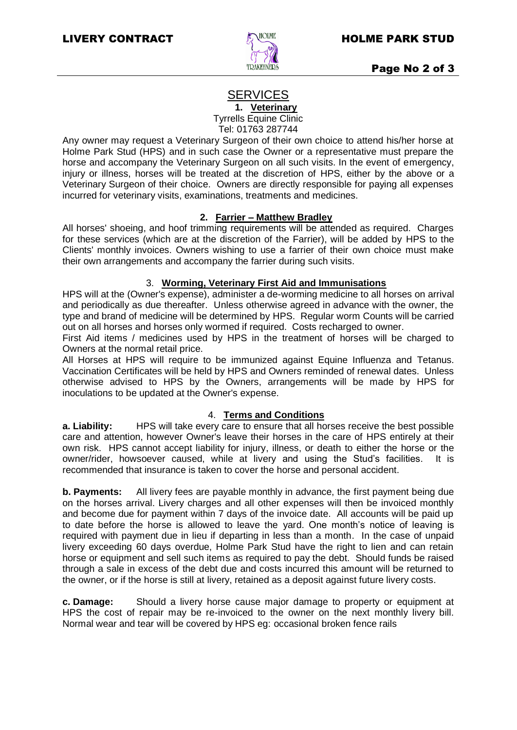# SERVICES

## 1. Veterinary

Tyrrells Equine Clinic
Tel: 01763 287744

Any owner may request a Veterinary Surgeon of their own choice to attend his/her horse at Holme Park Stud (HPS) and in such case the Owner or a representative must prepare the horse and accompany the Veterinary Surgeon on all such visits. In the event of emergency, injury or illness, horses will be treated at the discretion of HPS, either by the above or a Veterinary Surgeon of their choice. Owners are directly responsible for paying all expenses incurred for veterinary visits, examinations, treatments and medicines.

## 2. Farrier – Matthew Bradley

All horses' shoeing, and hoof trimming requirements will be attended as required. Charges for these services (which are at the discretion of the Farrier), will be added by HPS to the Clients' monthly invoices. Owners wishing to use a farrier of their own choice must make their own arrangements and accompany the farrier during such visits.

## 3. Worming, Veterinary First Aid and Immunisations

HPS will at the (Owner's expense), administer a de-worming medicine to all horses on arrival and periodically as due thereafter. Unless otherwise agreed in advance with the owner, the type and brand of medicine will be determined by HPS. Regular worm Counts will be carried out on all horses and horses only wormed if required. Costs recharged to owner.

First Aid items / medicines used by HPS in the treatment of horses will be charged to Owners at the normal retail price.

All Horses at HPS will require to be immunized against Equine Influenza and Tetanus. Vaccination Certificates will be held by HPS and Owners reminded of renewal dates. Unless otherwise advised to HPS by the Owners, arrangements will be made by HPS for inoculations to be updated at the Owner's expense.

## 4. Terms and Conditions

**a. Liability:** HPS will take every care to ensure that all horses receive the best possible care and attention, however Owner's leave their horses in the care of HPS entirely at their own risk. HPS cannot accept liability for injury, illness, or death to either the horse or the owner/rider, howsoever caused, while at livery and using the Stud's facilities. It is recommended that insurance is taken to cover the horse and personal accident.

**b. Payments:** All livery fees are payable monthly in advance, the first payment being due on the horses arrival. Livery charges and all other expenses will then be invoiced monthly and become due for payment within 7 days of the invoice date. All accounts will be paid up to date before the horse is allowed to leave the yard. One month's notice of leaving is required with payment due in lieu if departing in less than a month. In the case of unpaid livery exceeding 60 days overdue, Holme Park Stud have the right to lien and can retain horse or equipment and sell such items as required to pay the debt. Should funds be raised through a sale in excess of the debt due and costs incurred this amount will be returned to the owner, or if the horse is still at livery, retained as a deposit against future livery costs.

**c. Damage:** Should a livery horse cause major damage to property or equipment at HPS the cost of repair may be re-invoiced to the owner on the next monthly livery bill. Normal wear and tear will be covered by HPS eg: occasional broken fence rails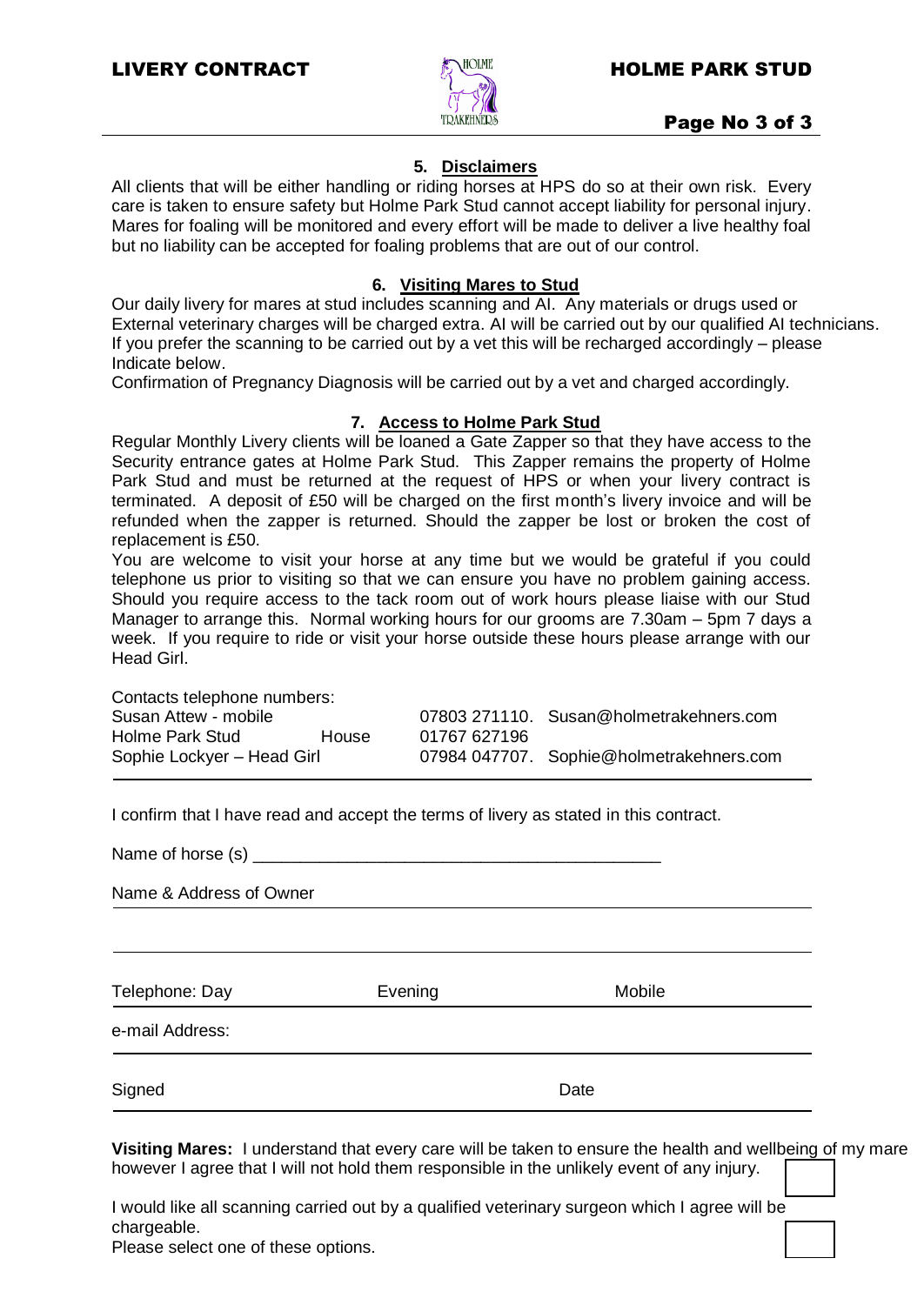### 5. Disclaimers

All clients that will be either handling or riding horses at HPS do so at their own risk. Every care is taken to ensure safety but Holme Park Stud cannot accept liability for personal injury. Mares for foaling will be monitored and every effort will be made to deliver a live healthy foal but no liability can be accepted for foaling problems that are out of our control.

### 6. Visiting Mares to Stud

Our daily livery for mares at stud includes scanning and AI. Any materials or drugs used or External veterinary charges will be charged extra. AI will be carried out by our qualified AI technicians. If you prefer the scanning to be carried out by a vet this will be recharged accordingly – please Indicate below.

Confirmation of Pregnancy Diagnosis will be carried out by a vet and charged accordingly.

### 7. Access to Holme Park Stud

Regular Monthly Livery clients will be loaned a Gate Zapper so that they have access to the Security entrance gates at Holme Park Stud. This Zapper remains the property of Holme Park Stud and must be returned at the request of HPS or when your livery contract is terminated. A deposit of £50 will be charged on the first month's livery invoice and will be refunded when the zapper is returned. Should the zapper be lost or broken the cost of replacement is £50.

You are welcome to visit your horse at any time but we would be grateful if you could telephone us prior to visiting so that we can ensure you have no problem gaining access. Should you require access to the tack room out of work hours please liaise with our Stud Manager to arrange this. Normal working hours for our grooms are 7.30am – 5pm 7 days a week. If you require to ride or visit your horse outside these hours please arrange with our Head Girl.

Contacts telephone numbers:

| | | | |
|---|---|---|---|
| Susan Attew - mobile | | 07803 271110. | Susan@holmetrakehners.com |
| Holme Park Stud | House | 01767 627196 | |
| Sophie Lockyer – Head Girl | | 07984 047707. | Sophie@holmetrakehners.com |

---

I confirm that I have read and accept the terms of livery as stated in this contract.

Name of horse (s) ____________________________________________

Name & Address of Owner ____________________________________________

____________________________________________

Telephone: Day ______________ Evening ______________ Mobile ______________

e-mail Address: ____________________________________________

Signed ______________________ Date ______________

**Visiting Mares:** I understand that every care will be taken to ensure the health and wellbeing of my mare however I agree that I will not hold them responsible in the unlikely event of any injury. ☐

I would like all scanning carried out by a qualified veterinary surgeon which I agree will be chargeable. ☐

Please select one of these options.